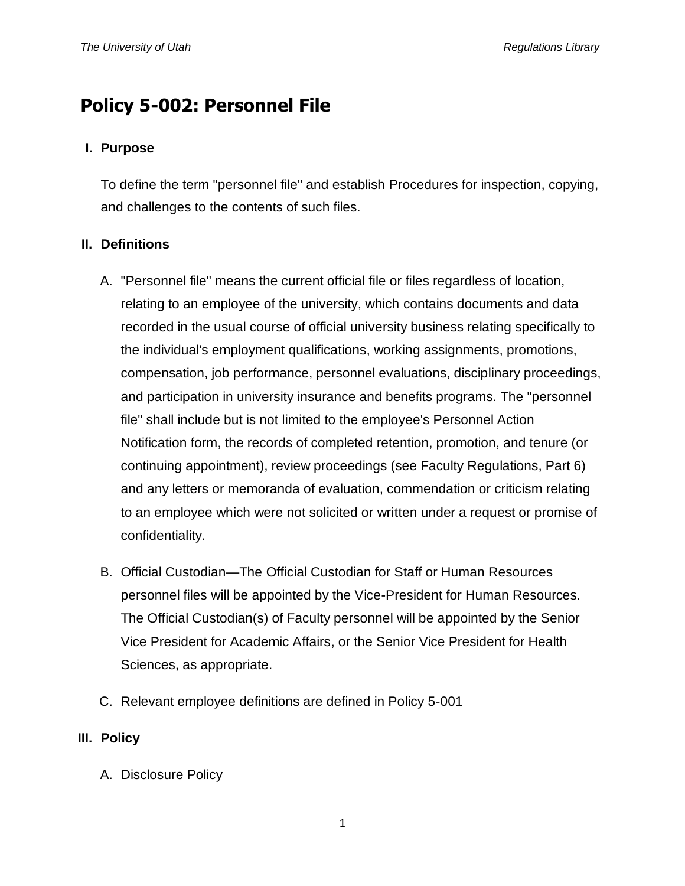# Policy 5-002: Personnel File

## I. Purpose

To define the term "personnel file" and establish Procedures for inspection, copying, and challenges to the contents of such files.

## II. Definitions

A. "Personnel file" means the current official file or files regardless of location, relating to an employee of the university, which contains documents and data recorded in the usual course of official university business relating specifically to the individual's employment qualifications, working assignments, promotions, compensation, job performance, personnel evaluations, disciplinary proceedings, and participation in university insurance and benefits programs. The "personnel file" shall include but is not limited to the employee's Personnel Action Notification form, the records of completed retention, promotion, and tenure (or continuing appointment), review proceedings (see Faculty Regulations, Part 6) and any letters or memoranda of evaluation, commendation or criticism relating to an employee which were not solicited or written under a request or promise of confidentiality.

B. Official Custodian—The Official Custodian for Staff or Human Resources personnel files will be appointed by the Vice-President for Human Resources. The Official Custodian(s) of Faculty personnel will be appointed by the Senior Vice President for Academic Affairs, or the Senior Vice President for Health Sciences, as appropriate.

C. Relevant employee definitions are defined in Policy 5-001

## III. Policy

A. Disclosure Policy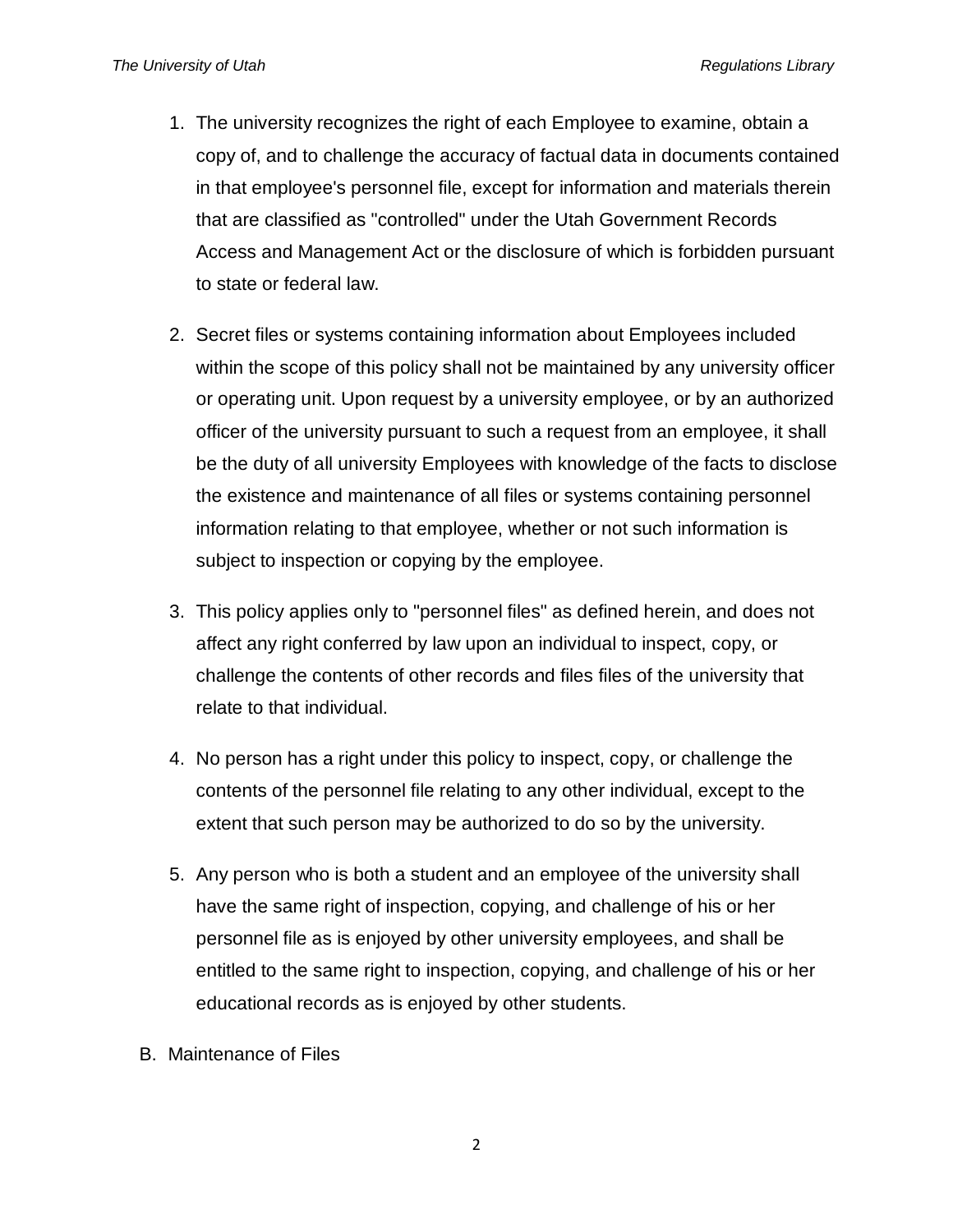1. The university recognizes the right of each Employee to examine, obtain a copy of, and to challenge the accuracy of factual data in documents contained in that employee's personnel file, except for information and materials therein that are classified as "controlled" under the Utah Government Records Access and Management Act or the disclosure of which is forbidden pursuant to state or federal law.

2. Secret files or systems containing information about Employees included within the scope of this policy shall not be maintained by any university officer or operating unit. Upon request by a university employee, or by an authorized officer of the university pursuant to such a request from an employee, it shall be the duty of all university Employees with knowledge of the facts to disclose the existence and maintenance of all files or systems containing personnel information relating to that employee, whether or not such information is subject to inspection or copying by the employee.

3. This policy applies only to "personnel files" as defined herein, and does not affect any right conferred by law upon an individual to inspect, copy, or challenge the contents of other records and files files of the university that relate to that individual.

4. No person has a right under this policy to inspect, copy, or challenge the contents of the personnel file relating to any other individual, except to the extent that such person may be authorized to do so by the university.

5. Any person who is both a student and an employee of the university shall have the same right of inspection, copying, and challenge of his or her personnel file as is enjoyed by other university employees, and shall be entitled to the same right to inspection, copying, and challenge of his or her educational records as is enjoyed by other students.

B. Maintenance of Files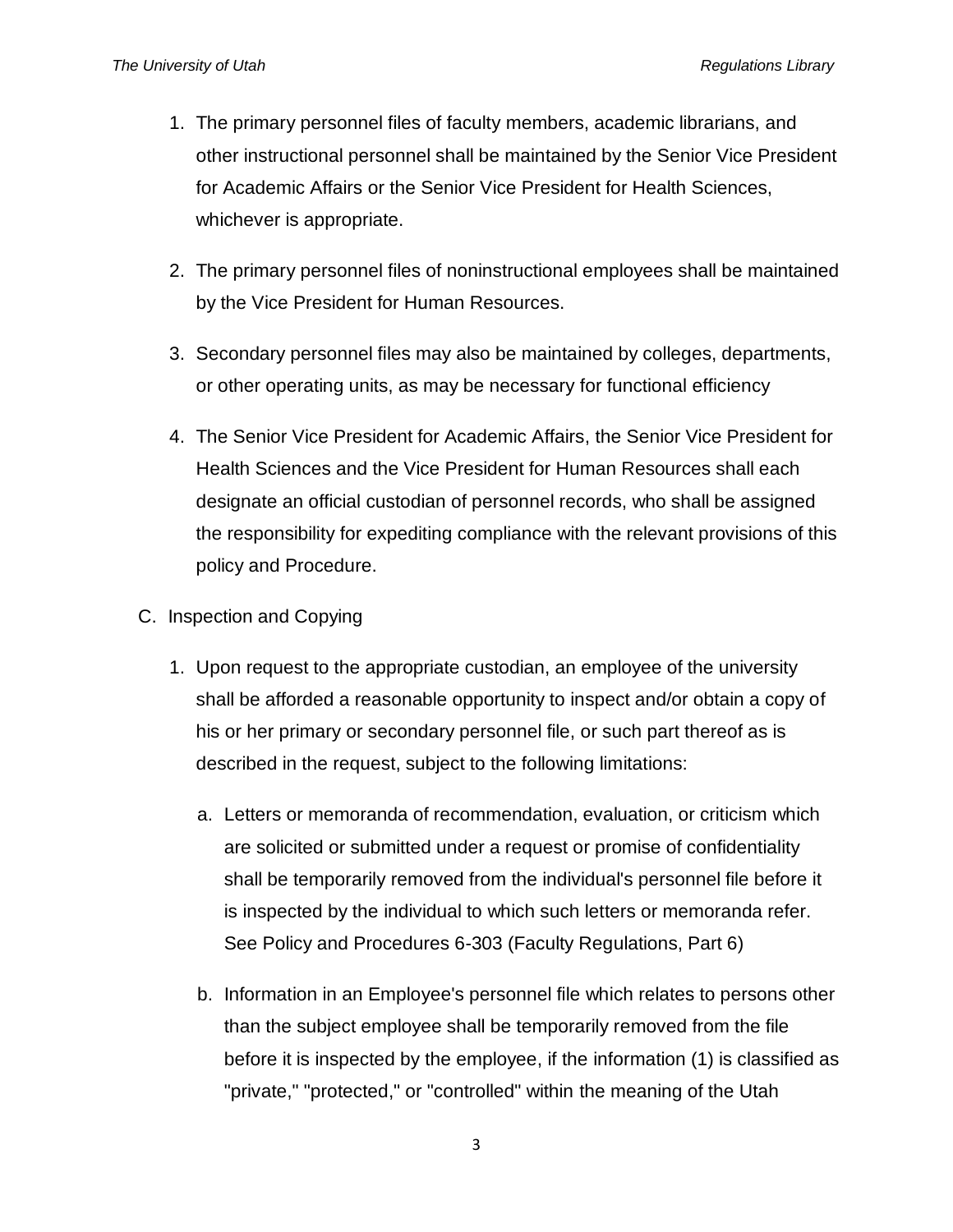1. The primary personnel files of faculty members, academic librarians, and other instructional personnel shall be maintained by the Senior Vice President for Academic Affairs or the Senior Vice President for Health Sciences, whichever is appropriate.

2. The primary personnel files of noninstructional employees shall be maintained by the Vice President for Human Resources.

3. Secondary personnel files may also be maintained by colleges, departments, or other operating units, as may be necessary for functional efficiency

4. The Senior Vice President for Academic Affairs, the Senior Vice President for Health Sciences and the Vice President for Human Resources shall each designate an official custodian of personnel records, who shall be assigned the responsibility for expediting compliance with the relevant provisions of this policy and Procedure.

C. Inspection and Copying

1. Upon request to the appropriate custodian, an employee of the university shall be afforded a reasonable opportunity to inspect and/or obtain a copy of his or her primary or secondary personnel file, or such part thereof as is described in the request, subject to the following limitations:

   a. Letters or memoranda of recommendation, evaluation, or criticism which are solicited or submitted under a request or promise of confidentiality shall be temporarily removed from the individual's personnel file before it is inspected by the individual to which such letters or memoranda refer. See Policy and Procedures 6-303 (Faculty Regulations, Part 6)

   b. Information in an Employee's personnel file which relates to persons other than the subject employee shall be temporarily removed from the file before it is inspected by the employee, if the information (1) is classified as "private," "protected," or "controlled" within the meaning of the Utah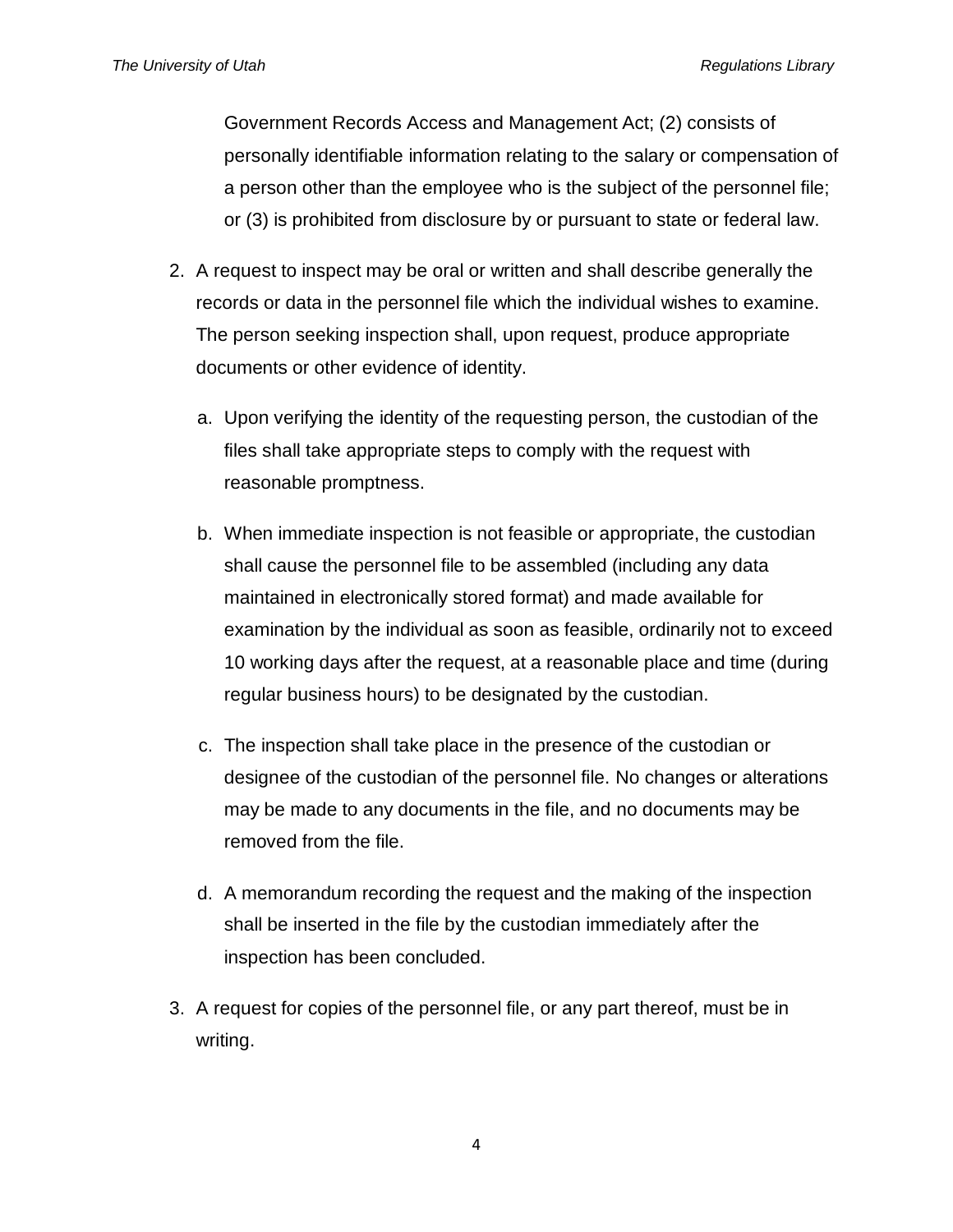Government Records Access and Management Act; (2) consists of personally identifiable information relating to the salary or compensation of a person other than the employee who is the subject of the personnel file; or (3) is prohibited from disclosure by or pursuant to state or federal law.

2. A request to inspect may be oral or written and shall describe generally the records or data in the personnel file which the individual wishes to examine. The person seeking inspection shall, upon request, produce appropriate documents or other evidence of identity.

   a. Upon verifying the identity of the requesting person, the custodian of the files shall take appropriate steps to comply with the request with reasonable promptness.

   b. When immediate inspection is not feasible or appropriate, the custodian shall cause the personnel file to be assembled (including any data maintained in electronically stored format) and made available for examination by the individual as soon as feasible, ordinarily not to exceed 10 working days after the request, at a reasonable place and time (during regular business hours) to be designated by the custodian.

   c. The inspection shall take place in the presence of the custodian or designee of the custodian of the personnel file. No changes or alterations may be made to any documents in the file, and no documents may be removed from the file.

   d. A memorandum recording the request and the making of the inspection shall be inserted in the file by the custodian immediately after the inspection has been concluded.

3. A request for copies of the personnel file, or any part thereof, must be in writing.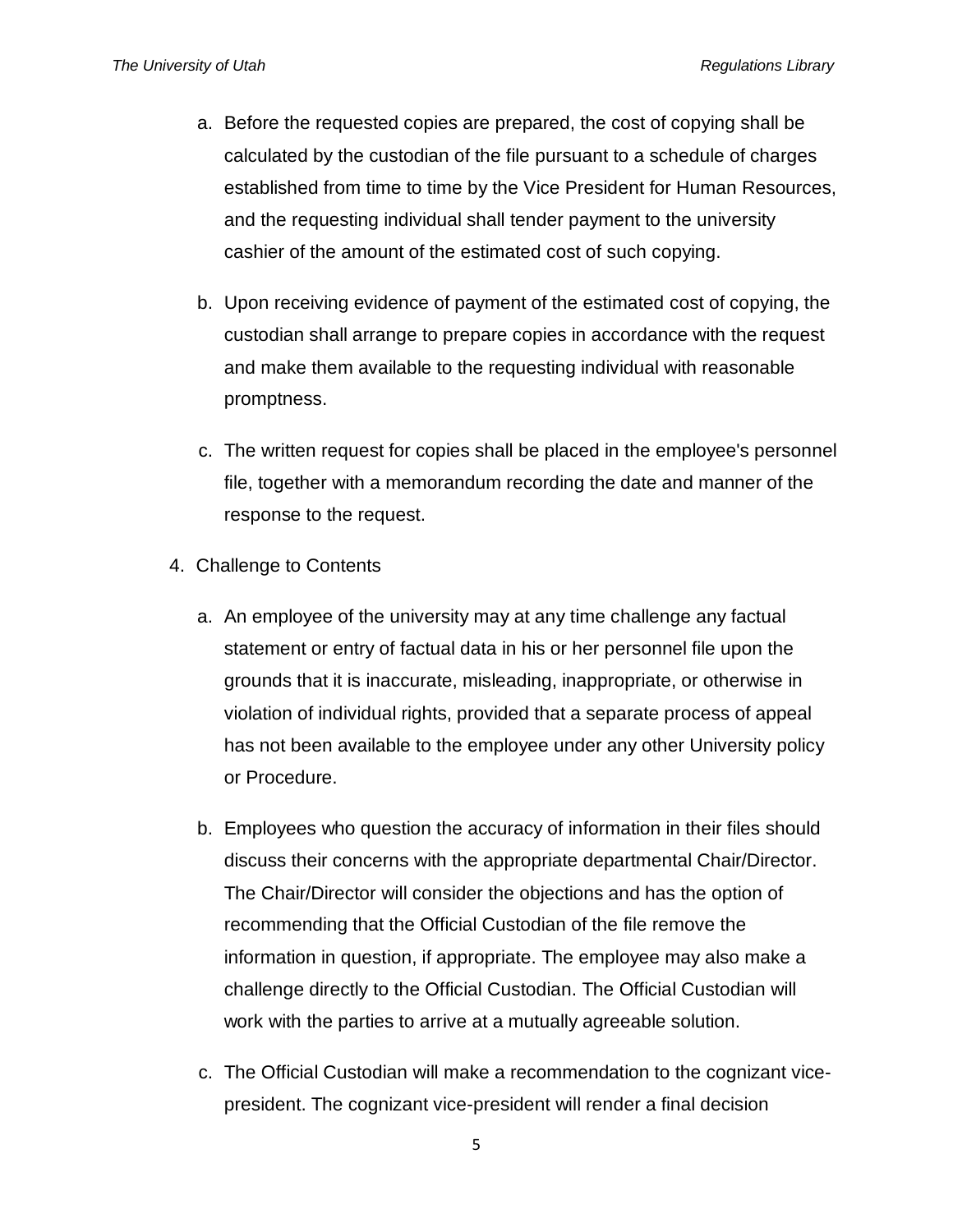a. Before the requested copies are prepared, the cost of copying shall be calculated by the custodian of the file pursuant to a schedule of charges established from time to time by the Vice President for Human Resources, and the requesting individual shall tender payment to the university cashier of the amount of the estimated cost of such copying.

b. Upon receiving evidence of payment of the estimated cost of copying, the custodian shall arrange to prepare copies in accordance with the request and make them available to the requesting individual with reasonable promptness.

c. The written request for copies shall be placed in the employee's personnel file, together with a memorandum recording the date and manner of the response to the request.

4. Challenge to Contents

   a. An employee of the university may at any time challenge any factual statement or entry of factual data in his or her personnel file upon the grounds that it is inaccurate, misleading, inappropriate, or otherwise in violation of individual rights, provided that a separate process of appeal has not been available to the employee under any other University policy or Procedure.

   b. Employees who question the accuracy of information in their files should discuss their concerns with the appropriate departmental Chair/Director. The Chair/Director will consider the objections and has the option of recommending that the Official Custodian of the file remove the information in question, if appropriate. The employee may also make a challenge directly to the Official Custodian. The Official Custodian will work with the parties to arrive at a mutually agreeable solution.

   c. The Official Custodian will make a recommendation to the cognizant vice-president. The cognizant vice-president will render a final decision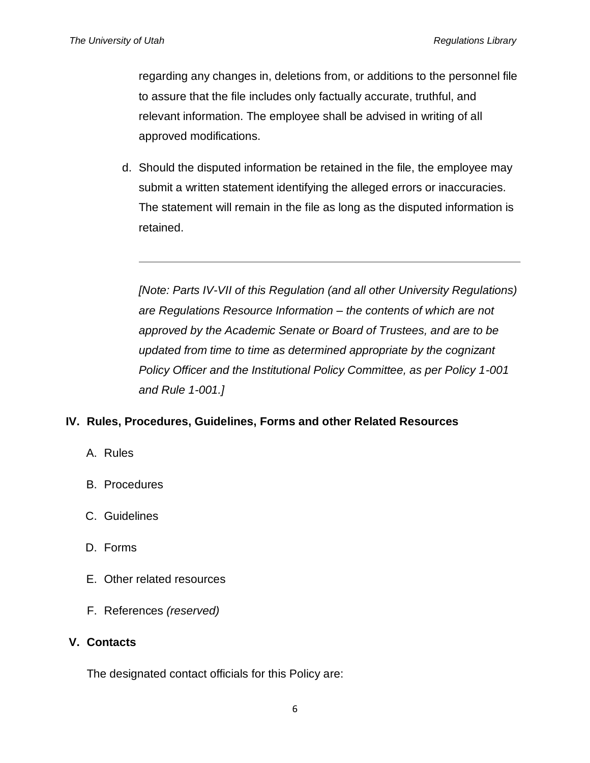regarding any changes in, deletions from, or additions to the personnel file to assure that the file includes only factually accurate, truthful, and relevant information. The employee shall be advised in writing of all approved modifications.

d. Should the disputed information be retained in the file, the employee may submit a written statement identifying the alleged errors or inaccuracies. The statement will remain in the file as long as the disputed information is retained.

---

*[Note: Parts IV-VII of this Regulation (and all other University Regulations) are Regulations Resource Information – the contents of which are not approved by the Academic Senate or Board of Trustees, and are to be updated from time to time as determined appropriate by the cognizant Policy Officer and the Institutional Policy Committee, as per Policy 1-001 and Rule 1-001.]*

## IV. Rules, Procedures, Guidelines, Forms and other Related Resources

A. Rules

B. Procedures

C. Guidelines

D. Forms

E. Other related resources

F. References *(reserved)*

## V. Contacts

The designated contact officials for this Policy are: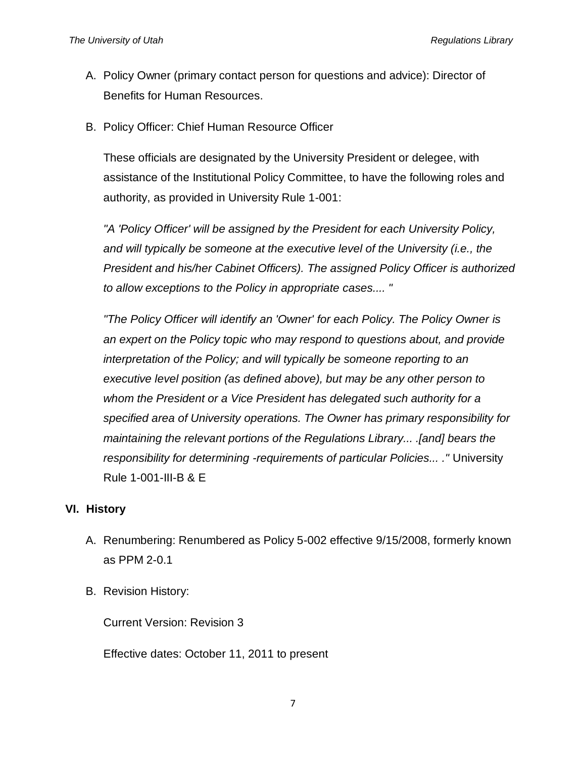A. Policy Owner (primary contact person for questions and advice): Director of Benefits for Human Resources.

B. Policy Officer: Chief Human Resource Officer

These officials are designated by the University President or delegee, with assistance of the Institutional Policy Committee, to have the following roles and authority, as provided in University Rule 1-001:

*"A 'Policy Officer' will be assigned by the President for each University Policy, and will typically be someone at the executive level of the University (i.e., the President and his/her Cabinet Officers). The assigned Policy Officer is authorized to allow exceptions to the Policy in appropriate cases.... "*

*"The Policy Officer will identify an 'Owner' for each Policy. The Policy Owner is an expert on the Policy topic who may respond to questions about, and provide interpretation of the Policy; and will typically be someone reporting to an executive level position (as defined above), but may be any other person to whom the President or a Vice President has delegated such authority for a specified area of University operations. The Owner has primary responsibility for maintaining the relevant portions of the Regulations Library... .[and] bears the responsibility for determining -requirements of particular Policies... ."* University Rule 1-001-III-B & E

## VI. History

A. Renumbering: Renumbered as Policy 5-002 effective 9/15/2008, formerly known as PPM 2-0.1

B. Revision History:

Current Version: Revision 3

Effective dates: October 11, 2011 to present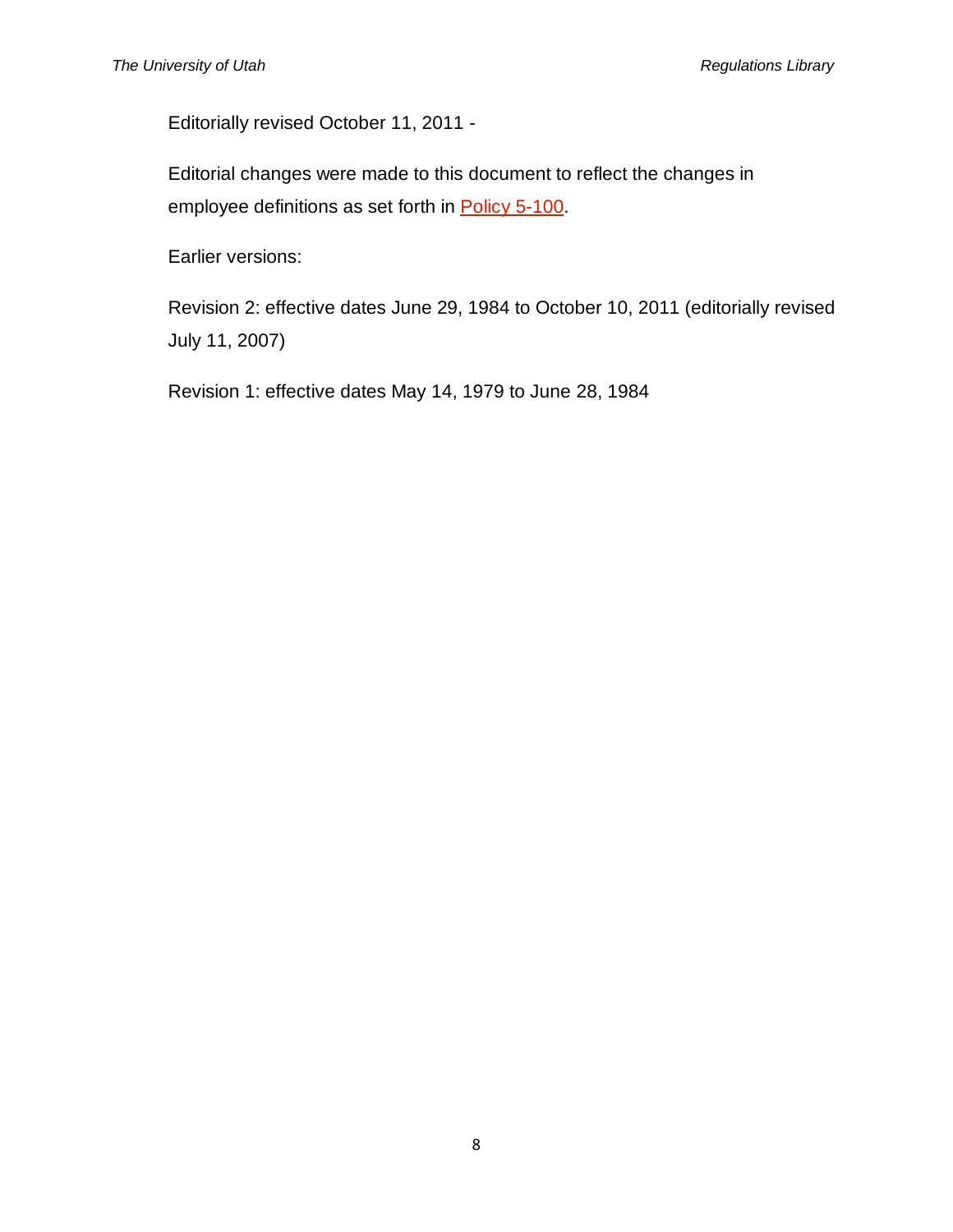Editorially revised October 11, 2011 -

Editorial changes were made to this document to reflect the changes in employee definitions as set forth in Policy 5-100.

Earlier versions:

Revision 2: effective dates June 29, 1984 to October 10, 2011 (editorially revised July 11, 2007)

Revision 1: effective dates May 14, 1979 to June 28, 1984